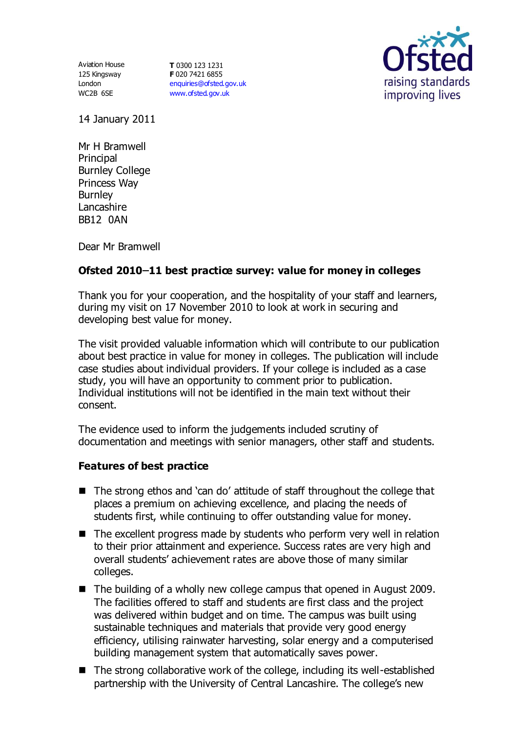Aviation House
125 Kingsway
London
WC2B 6SE

**T** 0300 123 1231
**F** 020 7421 6855
enquiries@ofsted.gov.uk
www.ofsted.gov.uk

Ofsted
raising standards
improving lives

14 January 2011

Mr H Bramwell
Principal
Burnley College
Princess Way
Burnley
Lancashire
BB12 0AN

Dear Mr Bramwell

**Ofsted 2010–11 best practice survey: value for money in colleges**

Thank you for your cooperation, and the hospitality of your staff and learners, during my visit on 17 November 2010 to look at work in securing and developing best value for money.

The visit provided valuable information which will contribute to our publication about best practice in value for money in colleges. The publication will include case studies about individual providers. If your college is included as a case study, you will have an opportunity to comment prior to publication. Individual institutions will not be identified in the main text without their consent.

The evidence used to inform the judgements included scrutiny of documentation and meetings with senior managers, other staff and students.

### Features of best practice

- The strong ethos and 'can do' attitude of staff throughout the college that places a premium on achieving excellence, and placing the needs of students first, while continuing to offer outstanding value for money.
- The excellent progress made by students who perform very well in relation to their prior attainment and experience. Success rates are very high and overall students' achievement rates are above those of many similar colleges.
- The building of a wholly new college campus that opened in August 2009. The facilities offered to staff and students are first class and the project was delivered within budget and on time. The campus was built using sustainable techniques and materials that provide very good energy efficiency, utilising rainwater harvesting, solar energy and a computerised building management system that automatically saves power.
- The strong collaborative work of the college, including its well-established partnership with the University of Central Lancashire. The college's new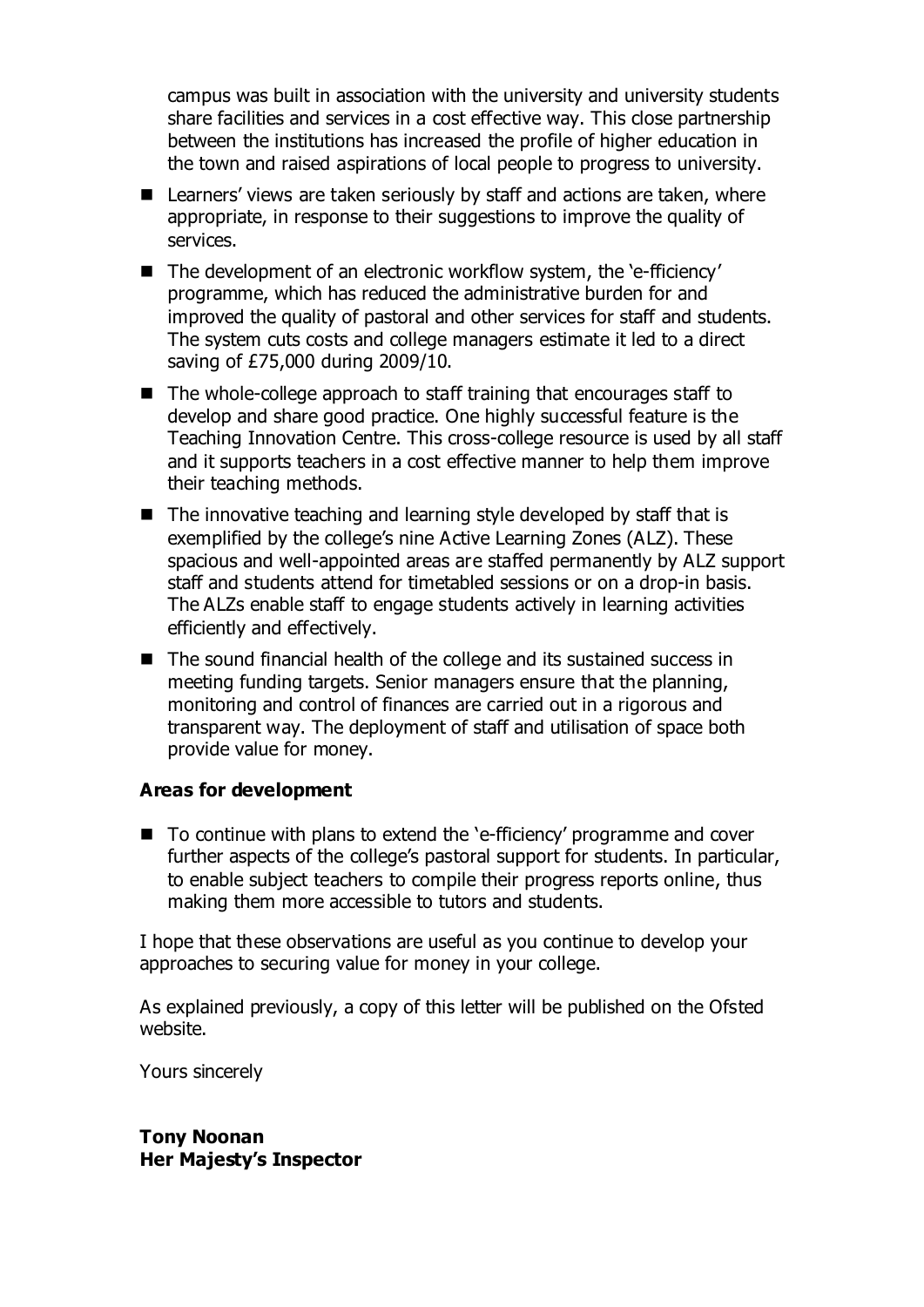campus was built in association with the university and university students share facilities and services in a cost effective way. This close partnership between the institutions has increased the profile of higher education in the town and raised aspirations of local people to progress to university.

- Learners' views are taken seriously by staff and actions are taken, where appropriate, in response to their suggestions to improve the quality of services.
- The development of an electronic workflow system, the 'e-fficiency' programme, which has reduced the administrative burden for and improved the quality of pastoral and other services for staff and students. The system cuts costs and college managers estimate it led to a direct saving of £75,000 during 2009/10.
- The whole-college approach to staff training that encourages staff to develop and share good practice. One highly successful feature is the Teaching Innovation Centre. This cross-college resource is used by all staff and it supports teachers in a cost effective manner to help them improve their teaching methods.
- The innovative teaching and learning style developed by staff that is exemplified by the college's nine Active Learning Zones (ALZ). These spacious and well-appointed areas are staffed permanently by ALZ support staff and students attend for timetabled sessions or on a drop-in basis. The ALZs enable staff to engage students actively in learning activities efficiently and effectively.
- The sound financial health of the college and its sustained success in meeting funding targets. Senior managers ensure that the planning, monitoring and control of finances are carried out in a rigorous and transparent way. The deployment of staff and utilisation of space both provide value for money.

**Areas for development**

- To continue with plans to extend the 'e-fficiency' programme and cover further aspects of the college's pastoral support for students. In particular, to enable subject teachers to compile their progress reports online, thus making them more accessible to tutors and students.

I hope that these observations are useful as you continue to develop your approaches to securing value for money in your college.

As explained previously, a copy of this letter will be published on the Ofsted website.

Yours sincerely

**Tony Noonan**
**Her Majesty's Inspector**